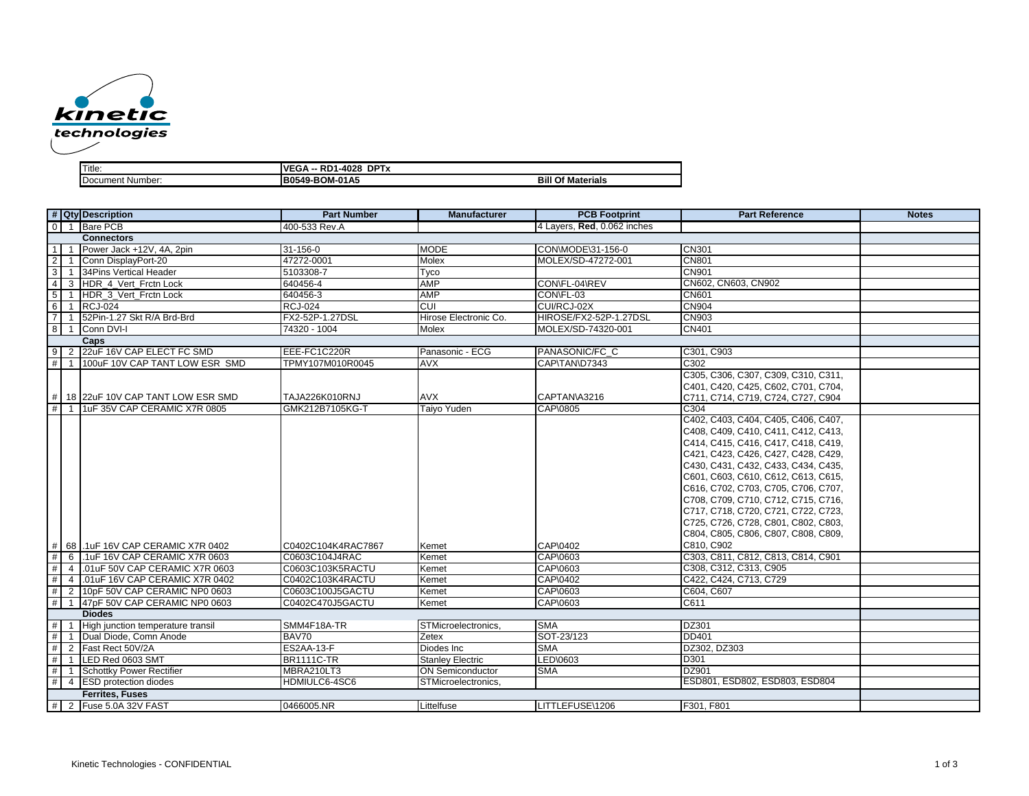kinetic technologies

| Title: | VEGA -- RD1-4028 DPTx | |
|---|---|---|
| Document Number: | B0549-BOM-01A5 | **Bill Of Materials** |

| # | Qty | Description | Part Number | Manufacturer | PCB Footprint | Part Reference | Notes |
|---|---|---|---|---|---|---|---|
| 0 | 1 | Bare PCB | 400-533 Rev.A | | 4 Layers, **Red**, 0.062 inches | | |
| | | **Connectors** | | | | | |
| 1 | 1 | Power Jack +12V, 4A, 2pin | 31-156-0 | MODE | CON\MODE\31-156-0 | CN301 | |
| 2 | 1 | Conn DisplayPort-20 | 47272-0001 | Molex | MOLEX/SD-47272-001 | CN801 | |
| 3 | 1 | 34Pins Vertical Header | 5103308-7 | Tyco | | CN901 | |
| 4 | 3 | HDR_4_Vert_Frctn Lock | 640456-4 | AMP | CON\FL-04\REV | CN602, CN603, CN902 | |
| 5 | 1 | HDR_3_Vert_Frctn Lock | 640456-3 | AMP | CON\FL-03 | CN601 | |
| 6 | 1 | RCJ-024 | RCJ-024 | CUI | CUI/RCJ-02X | CN904 | |
| 7 | 1 | 52Pin-1.27 Skt R/A Brd-Brd | FX2-52P-1.27DSL | Hirose Electronic Co. | HIROSE/FX2-52P-1.27DSL | CN903 | |
| 8 | 1 | Conn DVI-I | 74320 - 1004 | Molex | MOLEX/SD-74320-001 | CN401 | |
| | | **Caps** | | | | | |
| 9 | 2 | 22uF 16V CAP ELECT FC SMD | EEE-FC1C220R | Panasonic - ECG | PANASONIC/FC_C | C301, C903 | |
| # | 1 | 100uF 10V CAP TANT LOW ESR SMD | TPMY107M010R0045 | AVX | CAP\TAN\D7343 | C302 | |
| # | 18 | 22uF 10V CAP TANT LOW ESR SMD | TAJA226K010RNJ | AVX | CAPTAN\A3216 | C305, C306, C307, C309, C310, C311, C401, C420, C425, C602, C701, C704, C711, C714, C719, C724, C727, C904 | |
| # | 1 | 1uF 35V CAP CERAMIC X7R 0805 | GMK212B7105KG-T | Taiyo Yuden | CAP\0805 | C304 | |
| # | 68 | .1uF 16V CAP CERAMIC X7R 0402 | C0402C104K4RAC7867 | Kemet | CAP\0402 | C402, C403, C404, C405, C406, C407, C408, C409, C410, C411, C412, C413, C414, C415, C416, C417, C418, C419, C421, C423, C426, C427, C428, C429, C430, C431, C432, C433, C434, C435, C601, C603, C610, C612, C613, C615, C616, C702, C703, C705, C706, C707, C708, C709, C710, C712, C715, C716, C717, C718, C720, C721, C722, C723, C725, C726, C728, C801, C802, C803, C804, C805, C806, C807, C808, C809, C810, C902 | |
| # | 6 | .1uF 16V CAP CERAMIC X7R 0603 | C0603C104J4RAC | Kemet | CAP\0603 | C303, C811, C812, C813, C814, C901 | |
| # | 4 | .01uF 50V CAP CERAMIC X7R 0603 | C0603C103K5RACTU | Kemet | CAP\0603 | C308, C312, C313, C905 | |
| # | 4 | .01uF 16V CAP CERAMIC X7R 0402 | C0402C103K4RACTU | Kemet | CAP\0402 | C422, C424, C713, C729 | |
| # | 2 | 10pF 50V CAP CERAMIC NP0 0603 | C0603C100J5GACTU | Kemet | CAP\0603 | C604, C607 | |
| # | 1 | 47pF 50V CAP CERAMIC NP0 0603 | C0402C470J5GACTU | Kemet | CAP\0603 | C611 | |
| | | **Diodes** | | | | | |
| # | 1 | High junction temperature transil | SMM4F18A-TR | STMicroelectronics, | SMA | DZ301 | |
| # | 1 | Dual Diode, Comn Anode | BAV70 | Zetex | SOT-23/123 | DD401 | |
| # | 2 | Fast Rect 50V/2A | ES2AA-13-F | Diodes Inc | SMA | DZ302, DZ303 | |
| # | 1 | LED Red 0603 SMT | BR1111C-TR | Stanley Electric | LED\0603 | D301 | |
| # | 1 | Schottky Power Rectifier | MBRA210LT3 | ON Semiconductor | SMA | DZ901 | |
| # | 4 | ESD protection diodes | HDMIULC6-4SC6 | STMicroelectronics, | | ESD801, ESD802, ESD803, ESD804 | |
| | | **Ferrites, Fuses** | | | | | |
| # | 2 | Fuse 5.0A 32V FAST | 0466005.NR | Littelfuse | LITTLEFUSE\1206 | F301, F801 | |

Kinetic Technologies - CONFIDENTIAL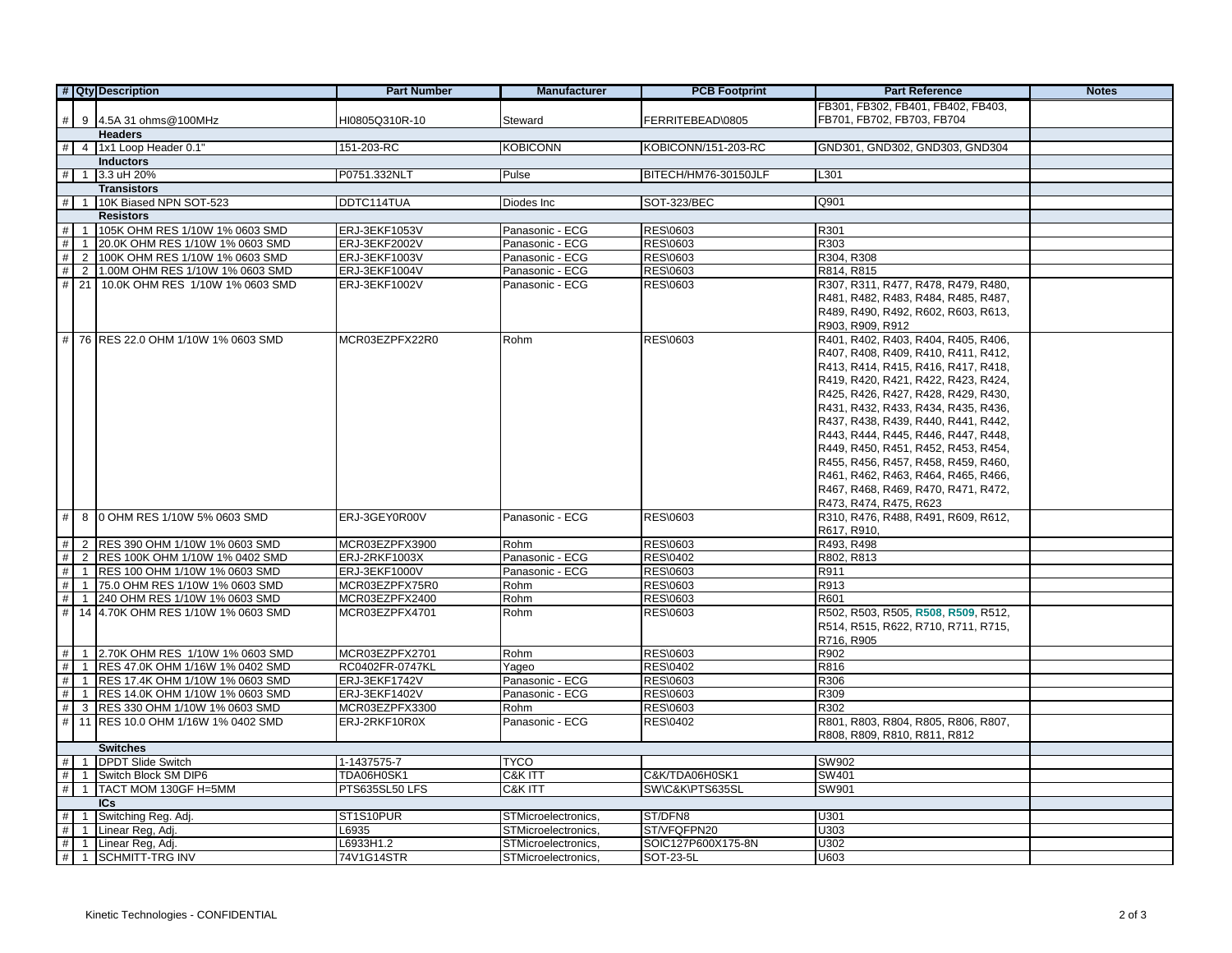| # | Qty | Description | Part Number | Manufacturer | PCB Footprint | Part Reference | Notes |
|---|---|---|---|---|---|---|---|
| # | 9 | 4.5A 31 ohms@100MHz | HI0805Q310R-10 | Steward | FERRITEBEAD\0805 | FB301, FB302, FB401, FB402, FB403, FB701, FB702, FB703, FB704 | |
| | | **Headers** | | | | | |
| # | 4 | 1x1 Loop Header 0.1" | 151-203-RC | KOBICONN | KOBICONN/151-203-RC | GND301, GND302, GND303, GND304 | |
| | | **Inductors** | | | | | |
| # | 1 | 3.3 uH 20% | P0751.332NLT | Pulse | BITECH/HM76-30150JLF | L301 | |
| | | **Transistors** | | | | | |
| # | 1 | 10K Biased NPN SOT-523 | DDTC114TUA | Diodes Inc | SOT-323/BEC | Q901 | |
| | | **Resistors** | | | | | |
| # | 1 | 105K OHM RES 1/10W 1% 0603 SMD | ERJ-3EKF1053V | Panasonic - ECG | RES\0603 | R301 | |
| # | 1 | 20.0K OHM RES 1/10W 1% 0603 SMD | ERJ-3EKF2002V | Panasonic - ECG | RES\0603 | R303 | |
| # | 2 | 100K OHM RES 1/10W 1% 0603 SMD | ERJ-3EKF1003V | Panasonic - ECG | RES\0603 | R304, R308 | |
| # | 2 | 1.00M OHM RES 1/10W 1% 0603 SMD | ERJ-3EKF1004V | Panasonic - ECG | RES\0603 | R814, R815 | |
| # | 21 | 10.0K OHM RES 1/10W 1% 0603 SMD | ERJ-3EKF1002V | Panasonic - ECG | RES\0603 | R307, R311, R477, R478, R479, R480, R481, R482, R483, R484, R485, R487, R489, R490, R492, R602, R603, R613, R903, R909, R912 | |
| # | 76 | RES 22.0 OHM 1/10W 1% 0603 SMD | MCR03EZPFX22R0 | Rohm | RES\0603 | R401, R402, R403, R404, R405, R406, R407, R408, R409, R410, R411, R412, R413, R414, R415, R416, R417, R418, R419, R420, R421, R422, R423, R424, R425, R426, R427, R428, R429, R430, R431, R432, R433, R434, R435, R436, R437, R438, R439, R440, R441, R442, R443, R444, R445, R446, R447, R448, R449, R450, R451, R452, R453, R454, R455, R456, R457, R458, R459, R460, R461, R462, R463, R464, R465, R466, R467, R468, R469, R470, R471, R472, R473, R474, R475, R623 | |
| # | 8 | 0 OHM RES 1/10W 5% 0603 SMD | ERJ-3GEY0R00V | Panasonic - ECG | RES\0603 | R310, R476, R488, R491, R609, R612, R617, R910, | |
| # | 2 | RES 390 OHM 1/10W 1% 0603 SMD | MCR03EZPFX3900 | Rohm | RES\0603 | R493, R498 | |
| # | 2 | RES 100K OHM 1/10W 1% 0402 SMD | ERJ-2RKF1003X | Panasonic - ECG | RES\0402 | R802, R813 | |
| # | 1 | RES 100 OHM 1/10W 1% 0603 SMD | ERJ-3EKF1000V | Panasonic - ECG | RES\0603 | R911 | |
| # | 1 | 75.0 OHM RES 1/10W 1% 0603 SMD | MCR03EZPFX75R0 | Rohm | RES\0603 | R913 | |
| # | 1 | 240 OHM RES 1/10W 1% 0603 SMD | MCR03EZPFX2400 | Rohm | RES\0603 | R601 | |
| # | 14 | 4.70K OHM RES 1/10W 1% 0603 SMD | MCR03EZPFX4701 | Rohm | RES\0603 | R502, R503, R505, R508, R509, R512, R514, R515, R622, R710, R711, R715, R716, R905 | |
| # | 1 | 2.70K OHM RES 1/10W 1% 0603 SMD | MCR03EZPFX2701 | Rohm | RES\0603 | R902 | |
| # | 1 | RES 47.0K OHM 1/16W 1% 0402 SMD | RC0402FR-0747KL | Yageo | RES\0402 | R816 | |
| # | 1 | RES 17.4K OHM 1/10W 1% 0603 SMD | ERJ-3EKF1742V | Panasonic - ECG | RES\0603 | R306 | |
| # | 1 | RES 14.0K OHM 1/10W 1% 0603 SMD | ERJ-3EKF1402V | Panasonic - ECG | RES\0603 | R309 | |
| # | 3 | RES 330 OHM 1/10W 1% 0603 SMD | MCR03EZPFX3300 | Rohm | RES\0603 | R302 | |
| # | 11 | RES 10.0 OHM 1/16W 1% 0402 SMD | ERJ-2RKF10R0X | Panasonic - ECG | RES\0402 | R801, R803, R804, R805, R806, R807, R808, R809, R810, R811, R812 | |
| | | **Switches** | | | | | |
| # | 1 | DPDT Slide Switch | 1-1437575-7 | TYCO | | SW902 | |
| # | 1 | Switch Block SM DIP6 | TDA06H0SK1 | C&K ITT | C&K/TDA06H0SK1 | SW401 | |
| # | 1 | TACT MOM 130GF H=5MM | PTS635SL50 LFS | C&K ITT | SW\C&K\PTS635SL | SW901 | |
| | | **ICs** | | | | | |
| # | 1 | Switching Reg. Adj. | ST1S10PUR | STMicroelectronics, | ST/DFN8 | U301 | |
| # | 1 | Linear Reg, Adj. | L6935 | STMicroelectronics, | ST/VFQFPN20 | U303 | |
| # | 1 | Linear Reg, Adj. | L6933H1.2 | STMicroelectronics, | SOIC127P600X175-8N | U302 | |
| # | 1 | SCHMITT-TRG INV | 74V1G14STR | STMicroelectronics, | SOT-23-5L | U603 | |

Kinetic Technologies - CONFIDENTIAL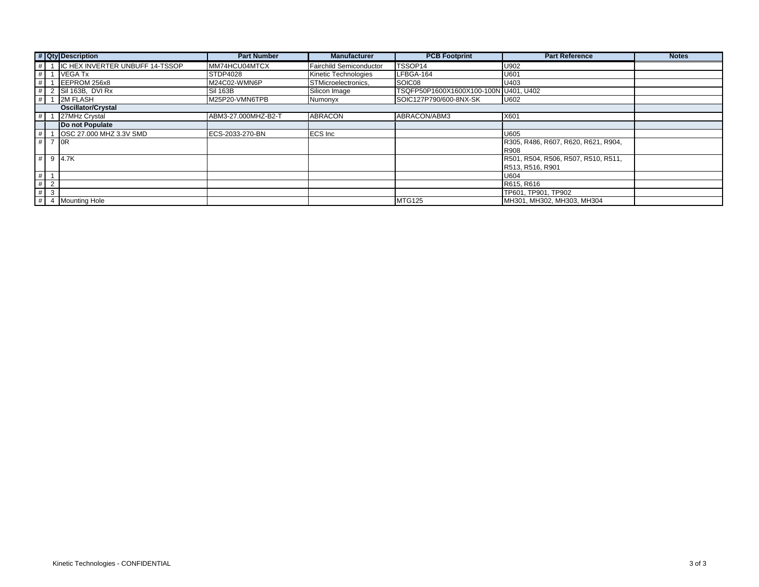| # | Qty | Description | Part Number | Manufacturer | PCB Footprint | Part Reference | Notes |
|---|---|---|---|---|---|---|---|
| # | 1 | IC HEX INVERTER UNBUFF 14-TSSOP | MM74HCU04MTCX | Fairchild Semiconductor | TSSOP14 | U902 | |
| # | 1 | VEGA Tx | STDP4028 | Kinetic Technologies | LFBGA-164 | U601 | |
| # | 1 | EEPROM 256x8 | M24C02-WMN6P | STMicroelectronics, | SOIC08 | U403 | |
| # | 2 | Sil 163B, DVI Rx | Sil 163B | Silicon Image | TSQFP50P1600X1600X100-100N | U401, U402 | |
| # | 1 | 2M FLASH | M25P20-VMN6TPB | Numonyx | SOIC127P790/600-8NX-SK | U602 | |
| | | **Oscillator/Crystal** | | | | | |
| # | 1 | 27MHz Crystal | ABM3-27.000MHZ-B2-T | ABRACON | ABRACON/ABM3 | X601 | |
| | | **Do not Populate** | | | | | |
| # | 1 | OSC 27.000 MHZ 3.3V SMD | ECS-2033-270-BN | ECS Inc | | U605 | |
| # | 7 | 0R | | | | R305, R486, R607, R620, R621, R904, R908 | |
| # | 9 | 4.7K | | | | R501, R504, R506, R507, R510, R511, R513, R516, R901 | |
| # | 1 | | | | | U604 | |
| # | 2 | | | | | R615, R616 | |
| # | 3 | | | | | TP601, TP901, TP902 | |
| # | 4 | Mounting Hole | | | MTG125 | MH301, MH302, MH303, MH304 | |

Kinetic Technologies - CONFIDENTIAL